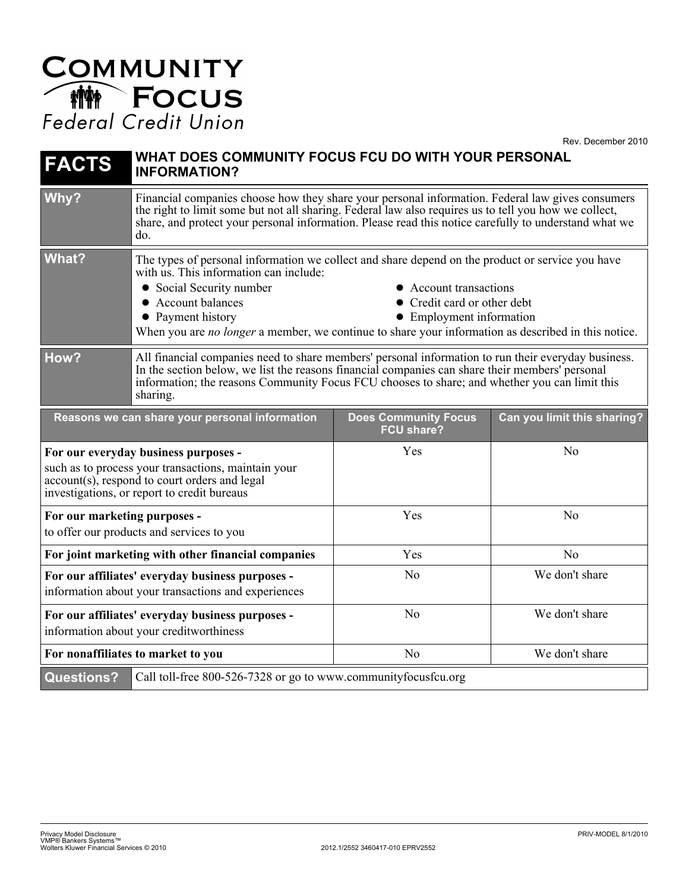# Community Focus Federal Credit Union

Rev. December 2010

| **FACTS** | **WHAT DOES COMMUNITY FOCUS FCU DO WITH YOUR PERSONAL INFORMATION?** |
|---|---|
| **Why?** | Financial companies choose how they share your personal information. Federal law gives consumers the right to limit some but not all sharing. Federal law also requires us to tell you how we collect, share, and protect your personal information. Please read this notice carefully to understand what we do. |
| **What?** | The types of personal information we collect and share depend on the product or service you have with us. This information can include:<br>• Social Security number<br>• Account balances<br>• Payment history<br>• Account transactions<br>• Credit card or other debt<br>• Employment information<br>When you are *no longer* a member, we continue to share your information as described in this notice. |
| **How?** | All financial companies need to share members' personal information to run their everyday business. In the section below, we list the reasons financial companies can share their members' personal information; the reasons Community Focus FCU chooses to share; and whether you can limit this sharing. |

| Reasons we can share your personal information | Does Community Focus FCU share? | Can you limit this sharing? |
|---|---|---|
| **For our everyday business purposes -** such as to process your transactions, maintain your account(s), respond to court orders and legal investigations, or report to credit bureaus | Yes | No |
| **For our marketing purposes -** to offer our products and services to you | Yes | No |
| **For joint marketing with other financial companies** | Yes | No |
| **For our affiliates' everyday business purposes -** information about your transactions and experiences | No | We don't share |
| **For our affiliates' everyday business purposes -** information about your creditworthiness | No | We don't share |
| **For nonaffiliates to market to you** | No | We don't share |

| **Questions?** | Call toll-free 800-526-7328 or go to www.communityfocusfcu.org |
|---|---|

Privacy Model Disclosure
VMP® Bankers Systems™
Wolters Kluwer Financial Services © 2010

2012.1/2552 3460417-010 EPRV2552

PRIV-MODEL 8/1/2010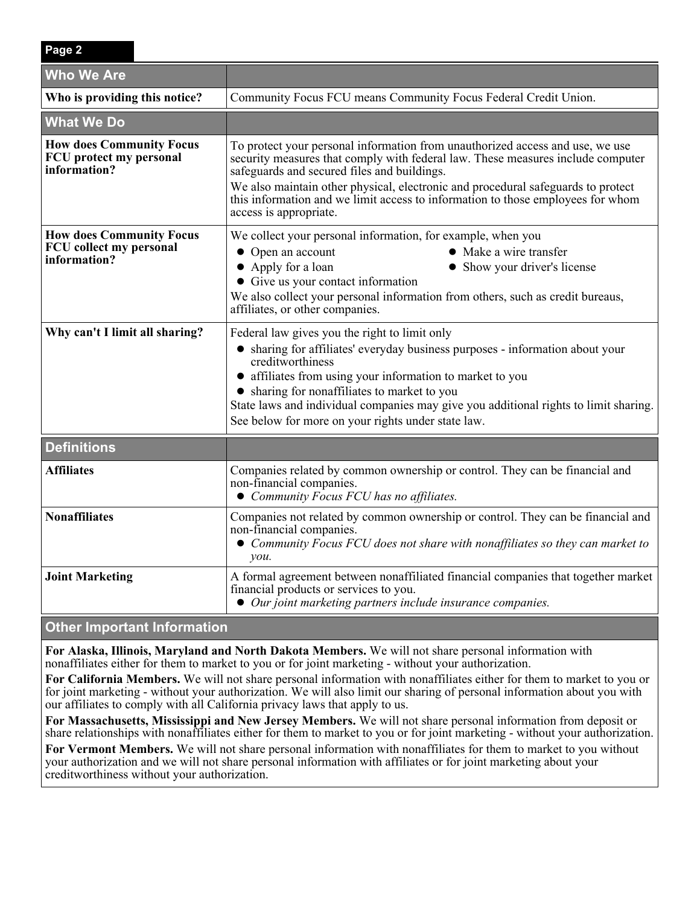| Who We Are | |
|---|---|
| **Who is providing this notice?** | Community Focus FCU means Community Focus Federal Credit Union. |

| What We Do | |
|---|---|
| **How does Community Focus FCU protect my personal information?** | To protect your personal information from unauthorized access and use, we use security measures that comply with federal law. These measures include computer safeguards and secured files and buildings.<br>We also maintain other physical, electronic and procedural safeguards to protect this information and we limit access to information to those employees for whom access is appropriate. |
| **How does Community Focus FCU collect my personal information?** | We collect your personal information, for example, when you<br>• Open an account<br>• Apply for a loan<br>• Give us your contact information<br>• Make a wire transfer<br>• Show your driver's license<br>We also collect your personal information from others, such as credit bureaus, affiliates, or other companies. |
| **Why can't I limit all sharing?** | Federal law gives you the right to limit only<br>• sharing for affiliates' everyday business purposes - information about your creditworthiness<br>• affiliates from using your information to market to you<br>• sharing for nonaffiliates to market to you<br>State laws and individual companies may give you additional rights to limit sharing.<br>See below for more on your rights under state law. |

| Definitions | |
|---|---|
| **Affiliates** | Companies related by common ownership or control. They can be financial and non-financial companies.<br>• *Community Focus FCU has no affiliates.* |
| **Nonaffiliates** | Companies not related by common ownership or control. They can be financial and non-financial companies.<br>• *Community Focus FCU does not share with nonaffiliates so they can market to you.* |
| **Joint Marketing** | A formal agreement between nonaffiliated financial companies that together market financial products or services to you.<br>• *Our joint marketing partners include insurance companies.* |

## Other Important Information

**For Alaska, Illinois, Maryland and North Dakota Members.** We will not share personal information with nonaffiliates either for them to market to you or for joint marketing - without your authorization.

**For California Members.** We will not share personal information with nonaffiliates either for them to market to you or for joint marketing - without your authorization. We will also limit our sharing of personal information about you with our affiliates to comply with all California privacy laws that apply to us.

**For Massachusetts, Mississippi and New Jersey Members.** We will not share personal information from deposit or share relationships with nonaffiliates either for them to market to you or for joint marketing - without your authorization.

**For Vermont Members.** We will not share personal information with nonaffiliates for them to market to you without your authorization and we will not share personal information with affiliates or for joint marketing about your creditworthiness without your authorization.